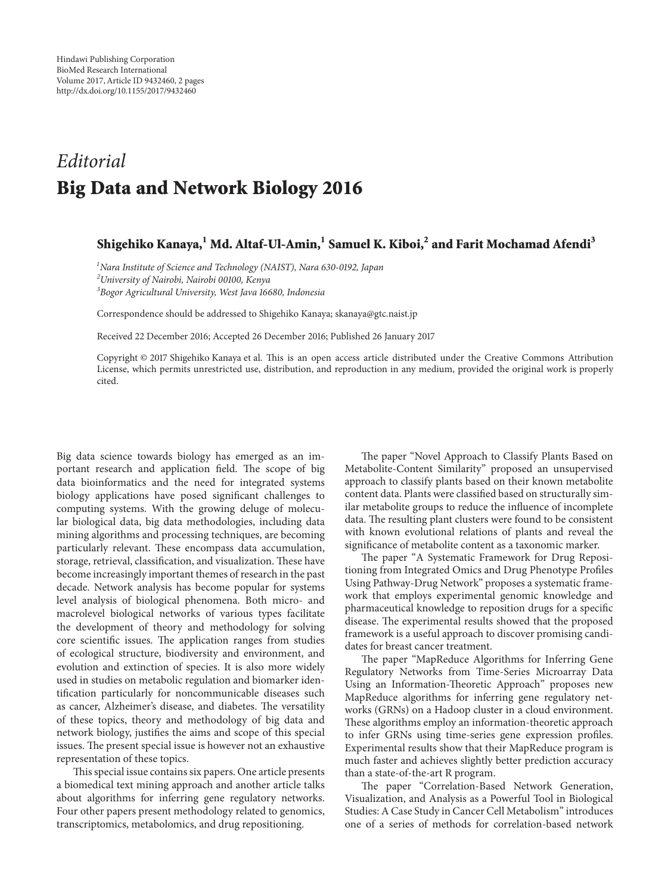Hindawi Publishing Corporation
BioMed Research International
Volume 2017, Article ID 9432460, 2 pages
http://dx.doi.org/10.1155/2017/9432460

*Editorial*

# Big Data and Network Biology 2016

**Shigehiko Kanaya,[1] Md. Altaf-Ul-Amin,[1] Samuel K. Kiboi,[2] and Farit Mochamad Afendi[3]**

[1] *Nara Institute of Science and Technology (NAIST), Nara 630-0192, Japan*
[2] *University of Nairobi, Nairobi 00100, Kenya*
[3] *Bogor Agricultural University, West Java 16680, Indonesia*

Correspondence should be addressed to Shigehiko Kanaya; skanaya@gtc.naist.jp

Received 22 December 2016; Accepted 26 December 2016; Published 26 January 2017

Copyright © 2017 Shigehiko Kanaya et al. This is an open access article distributed under the Creative Commons Attribution License, which permits unrestricted use, distribution, and reproduction in any medium, provided the original work is properly cited.

Big data science towards biology has emerged as an important research and application field. The scope of big data bioinformatics and the need for integrated systems biology applications have posed significant challenges to computing systems. With the growing deluge of molecular biological data, big data methodologies, including data mining algorithms and processing techniques, are becoming particularly relevant. These encompass data accumulation, storage, retrieval, classification, and visualization. These have become increasingly important themes of research in the past decade. Network analysis has become popular for systems level analysis of biological phenomena. Both micro- and macrolevel biological networks of various types facilitate the development of theory and methodology for solving core scientific issues. The application ranges from studies of ecological structure, biodiversity and environment, and evolution and extinction of species. It is also more widely used in studies on metabolic regulation and biomarker identification particularly for noncommunicable diseases such as cancer, Alzheimer's disease, and diabetes. The versatility of these topics, theory and methodology of big data and network biology, justifies the aims and scope of this special issues. The present special issue is however not an exhaustive representation of these topics.

This special issue contains six papers. One article presents a biomedical text mining approach and another article talks about algorithms for inferring gene regulatory networks. Four other papers present methodology related to genomics, transcriptomics, metabolomics, and drug repositioning.

The paper "Novel Approach to Classify Plants Based on Metabolite-Content Similarity" proposed an unsupervised approach to classify plants based on their known metabolite content data. Plants were classified based on structurally similar metabolite groups to reduce the influence of incomplete data. The resulting plant clusters were found to be consistent with known evolutional relations of plants and reveal the significance of metabolite content as a taxonomic marker.

The paper "A Systematic Framework for Drug Repositioning from Integrated Omics and Drug Phenotype Profiles Using Pathway-Drug Network" proposes a systematic framework that employs experimental genomic knowledge and pharmaceutical knowledge to reposition drugs for a specific disease. The experimental results showed that the proposed framework is a useful approach to discover promising candidates for breast cancer treatment.

The paper "MapReduce Algorithms for Inferring Gene Regulatory Networks from Time-Series Microarray Data Using an Information-Theoretic Approach" proposes new MapReduce algorithms for inferring gene regulatory networks (GRNs) on a Hadoop cluster in a cloud environment. These algorithms employ an information-theoretic approach to infer GRNs using time-series gene expression profiles. Experimental results show that their MapReduce program is much faster and achieves slightly better prediction accuracy than a state-of-the-art R program.

The paper "Correlation-Based Network Generation, Visualization, and Analysis as a Powerful Tool in Biological Studies: A Case Study in Cancer Cell Metabolism" introduces one of a series of methods for correlation-based network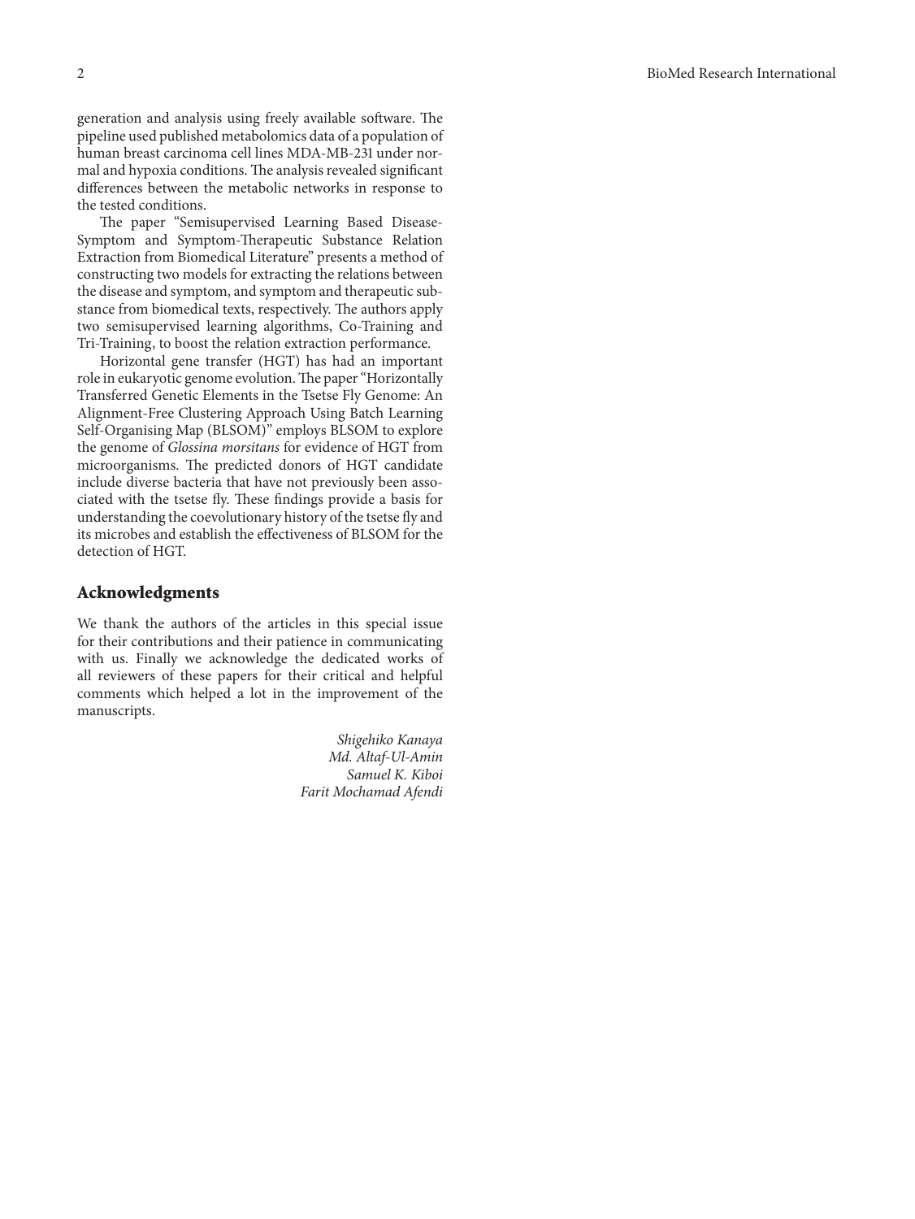generation and analysis using freely available software. The pipeline used published metabolomics data of a population of human breast carcinoma cell lines MDA-MB-231 under normal and hypoxia conditions. The analysis revealed significant differences between the metabolic networks in response to the tested conditions.

The paper "Semisupervised Learning Based Disease-Symptom and Symptom-Therapeutic Substance Relation Extraction from Biomedical Literature" presents a method of constructing two models for extracting the relations between the disease and symptom, and symptom and therapeutic substance from biomedical texts, respectively. The authors apply two semisupervised learning algorithms, Co-Training and Tri-Training, to boost the relation extraction performance.

Horizontal gene transfer (HGT) has had an important role in eukaryotic genome evolution. The paper "Horizontally Transferred Genetic Elements in the Tsetse Fly Genome: An Alignment-Free Clustering Approach Using Batch Learning Self-Organising Map (BLSOM)" employs BLSOM to explore the genome of *Glossina morsitans* for evidence of HGT from microorganisms. The predicted donors of HGT candidate include diverse bacteria that have not previously been associated with the tsetse fly. These findings provide a basis for understanding the coevolutionary history of the tsetse fly and its microbes and establish the effectiveness of BLSOM for the detection of HGT.

## Acknowledgments

We thank the authors of the articles in this special issue for their contributions and their patience in communicating with us. Finally we acknowledge the dedicated works of all reviewers of these papers for their critical and helpful comments which helped a lot in the improvement of the manuscripts.

*Shigehiko Kanaya*
*Md. Altaf-Ul-Amin*
*Samuel K. Kiboi*
*Farit Mochamad Afendi*